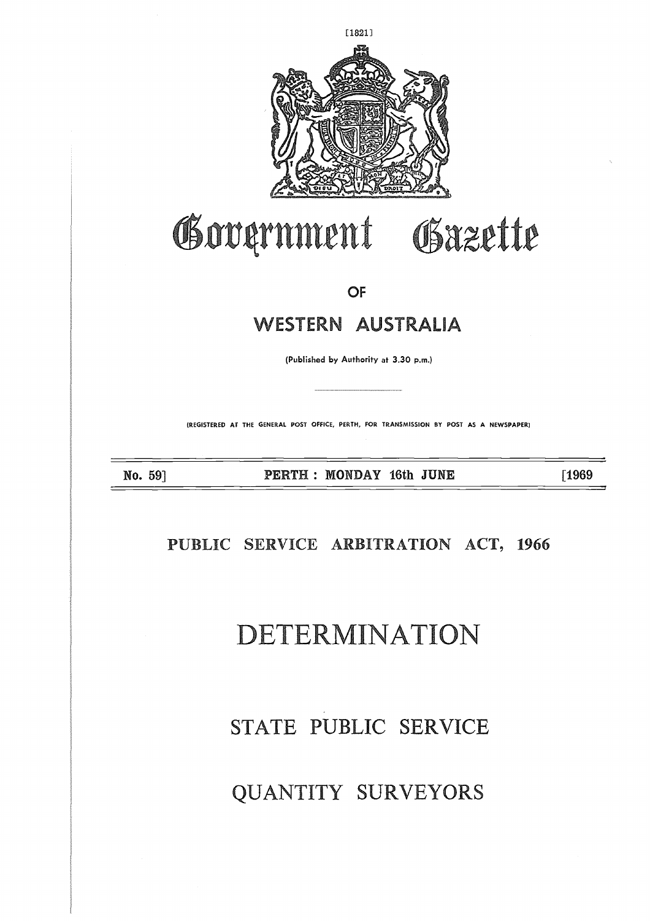# Government Gazette

## OF

## WESTERN AUSTRALIA

(Published by Authority at 3.30 p.m.)

(REGISTERED AT THE GENERAL POST OFFICE, PERTH, FOR TRANSMISSION BY POST AS A NEWSPAPER)

**No. 59] PERTH : MONDAY 16th JUNE [1969**

## PUBLIC SERVICE ARBITRATION ACT, 1966

# DETERMINATION

## STATE PUBLIC SERVICE

## QUANTITY SURVEYORS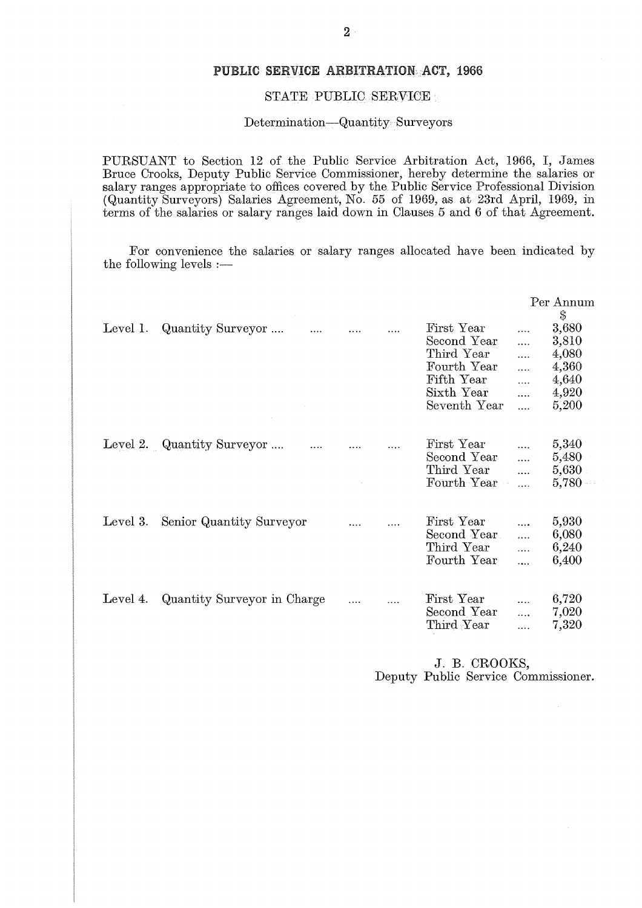## PUBLIC SERVICE ARBITRATION ACT, 1966

### STATE PUBLIC SERVICE

Determination—Quantity Surveyors

PURSUANT to Section 12 of the Public Service Arbitration Act, 1966, I, James Bruce Crooks, Deputy Public Service Commissioner, hereby determine the salaries or salary ranges appropriate to offices covered by the Public Service Professional Division (Quantity Surveyors) Salaries Agreement, No. 55 of 1969, as at 23rd April, 1969, in terms of the salaries or salary ranges laid down in Clauses 5 and 6 of that Agreement.

For convenience the salaries or salary ranges allocated have been indicated by the following levels :—

| Level | Office | Year | Per Annum $ |
|---|---|---|---|
| Level 1. | Quantity Surveyor .... | First Year | 3,680 |
| | | Second Year | 3,810 |
| | | Third Year | 4,080 |
| | | Fourth Year | 4,360 |
| | | Fifth Year | 4,640 |
| | | Sixth Year | 4,920 |
| | | Seventh Year | 5,200 |
| Level 2. | Quantity Surveyor .... | First Year | 5,340 |
| | | Second Year | 5,480 |
| | | Third Year | 5,630 |
| | | Fourth Year | 5,780 |
| Level 3. | Senior Quantity Surveyor | First Year | 5,930 |
| | | Second Year | 6,080 |
| | | Third Year | 6,240 |
| | | Fourth Year | 6,400 |
| Level 4. | Quantity Surveyor in Charge | First Year | 6,720 |
| | | Second Year | 7,020 |
| | | Third Year | 7,320 |

J. B. CROOKS,
Deputy Public Service Commissioner.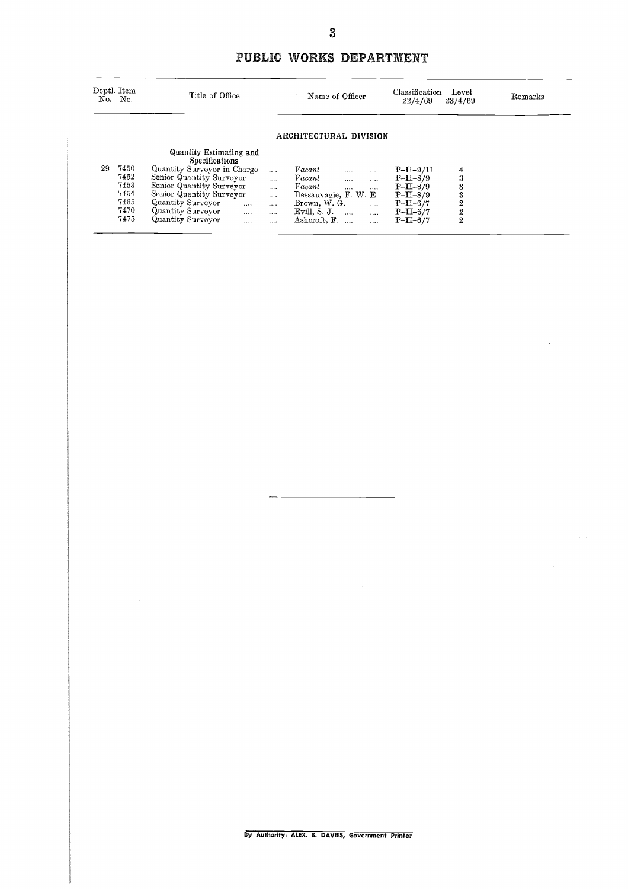# PUBLIC WORKS DEPARTMENT

| Deptl. No. | Item No. | Title of Office | Name of Officer | Classification 22/4/69 | Level 23/4/69 | Remarks |
|---|---|---|---|---|---|---|
| | | **ARCHITECTURAL DIVISION** | | | | |
| | | **Quantity Estimating and Specifications** | | | | |
| 29 | 7450 | Quantity Surveyor in Charge .... | *Vacant* .... .... | P–II–9/11 | 4 | |
| | 7452 | Senior Quantity Surveyor .... | *Vacant* .... .... | P–II–8/9 | 3 | |
| | 7453 | Senior Quantity Surveyor .... | *Vacant* .... .... | P–II–8/9 | 3 | |
| | 7454 | Senior Quantity Surveyor .... | Dessauvagie, F. W. E. | P–II–8/9 | 3 | |
| | 7465 | Quantity Surveyor .... .... | Brown, W. G. .... | P–II–6/7 | 2 | |
| | 7470 | Quantity Surveyor .... .... | Evill, S. J. .... .... | P–II–6/7 | 2 | |
| | 7475 | Quantity Surveyor .... .... | Ashcroft, F. .... .... | P–II–6/7 | 2 | |

By Authority: ALEX. B. DAVIES, Government Printer